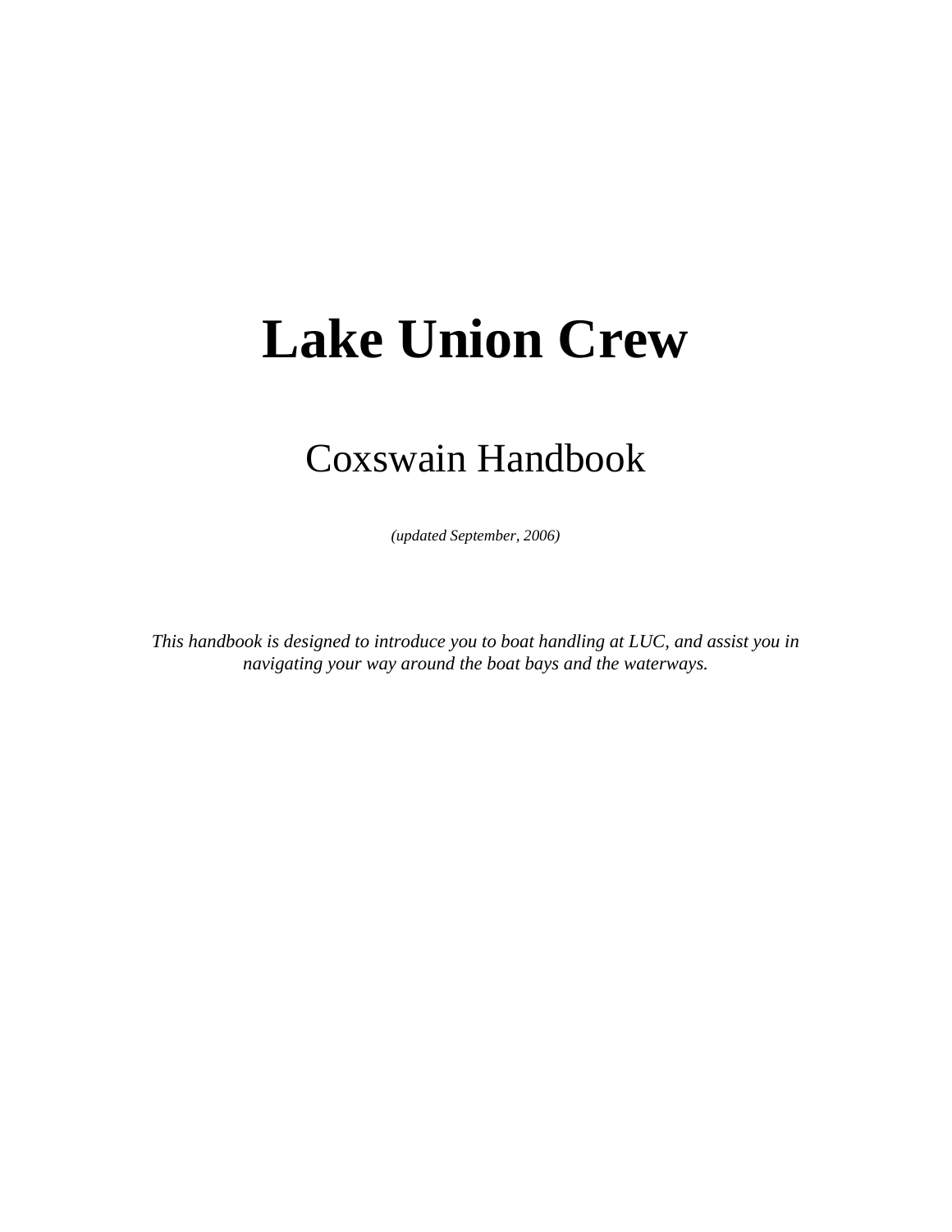# Lake Union Crew

## Coxswain Handbook

*(updated September, 2006)*

*This handbook is designed to introduce you to boat handling at LUC, and assist you in navigating your way around the boat bays and the waterways.*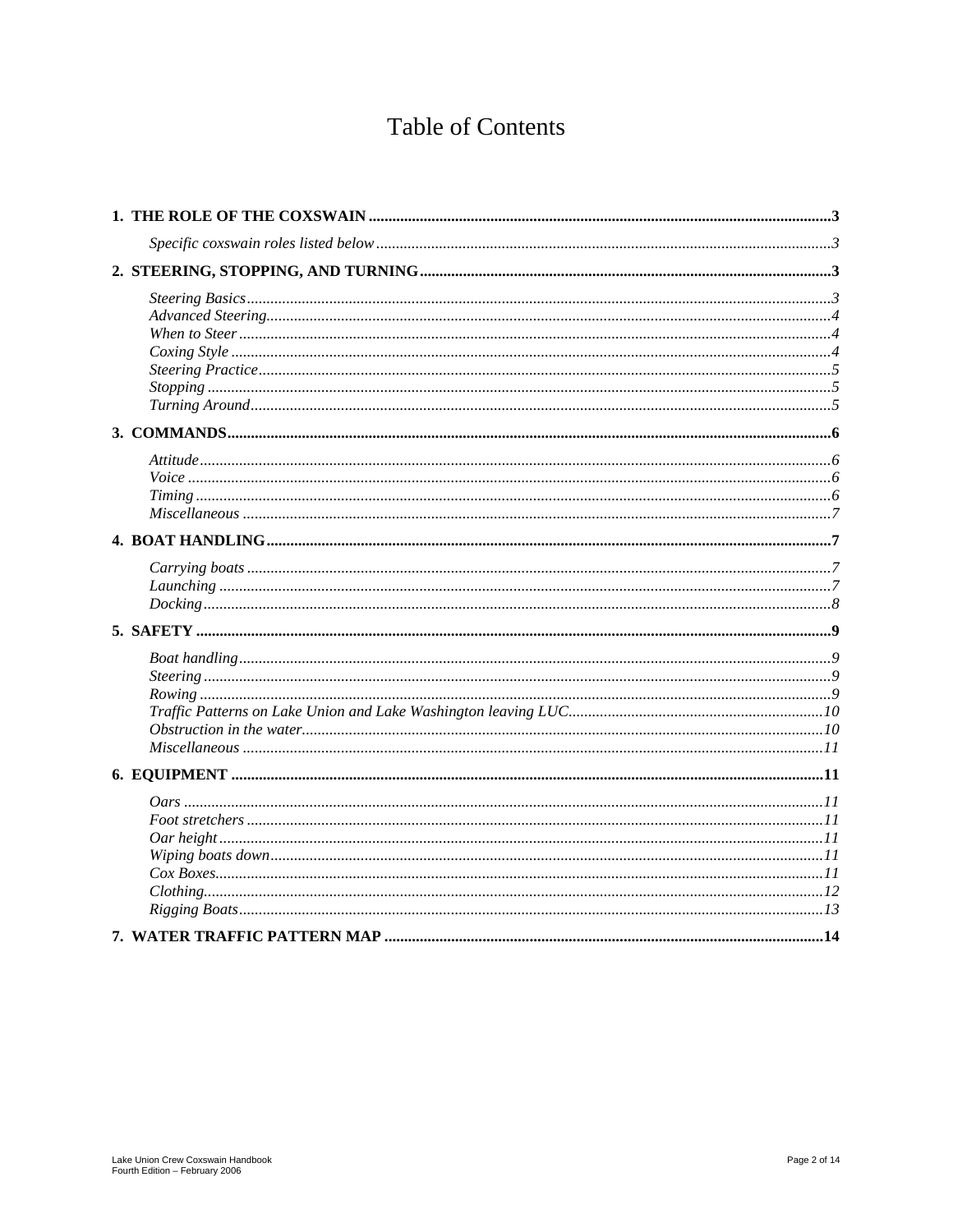# Table of Contents

**1. THE ROLE OF THE COXSWAIN** .......... **3**

*Specific coxswain roles listed below* .......... *3*

**2. STEERING, STOPPING, AND TURNING** .......... **3**

*Steering Basics* .......... *3*
*Advanced Steering* .......... *4*
*When to Steer* .......... *4*
*Coxing Style* .......... *4*
*Steering Practice* .......... *5*
*Stopping* .......... *5*
*Turning Around* .......... *5*

**3. COMMANDS** .......... **6**

*Attitude* .......... *6*
*Voice* .......... *6*
*Timing* .......... *6*
*Miscellaneous* .......... *7*

**4. BOAT HANDLING** .......... **7**

*Carrying boats* .......... *7*
*Launching* .......... *7*
*Docking* .......... *8*

**5. SAFETY** .......... **9**

*Boat handling* .......... *9*
*Steering* .......... *9*
*Rowing* .......... *9*
*Traffic Patterns on Lake Union and Lake Washington leaving LUC* .......... *10*
*Obstruction in the water* .......... *10*
*Miscellaneous* .......... *11*

**6. EQUIPMENT** .......... **11**

*Oars* .......... *11*
*Foot stretchers* .......... *11*
*Oar height* .......... *11*
*Wiping boats down* .......... *11*
*Cox Boxes* .......... *11*
*Clothing* .......... *12*
*Rigging Boats* .......... *13*

**7. WATER TRAFFIC PATTERN MAP** .......... **14**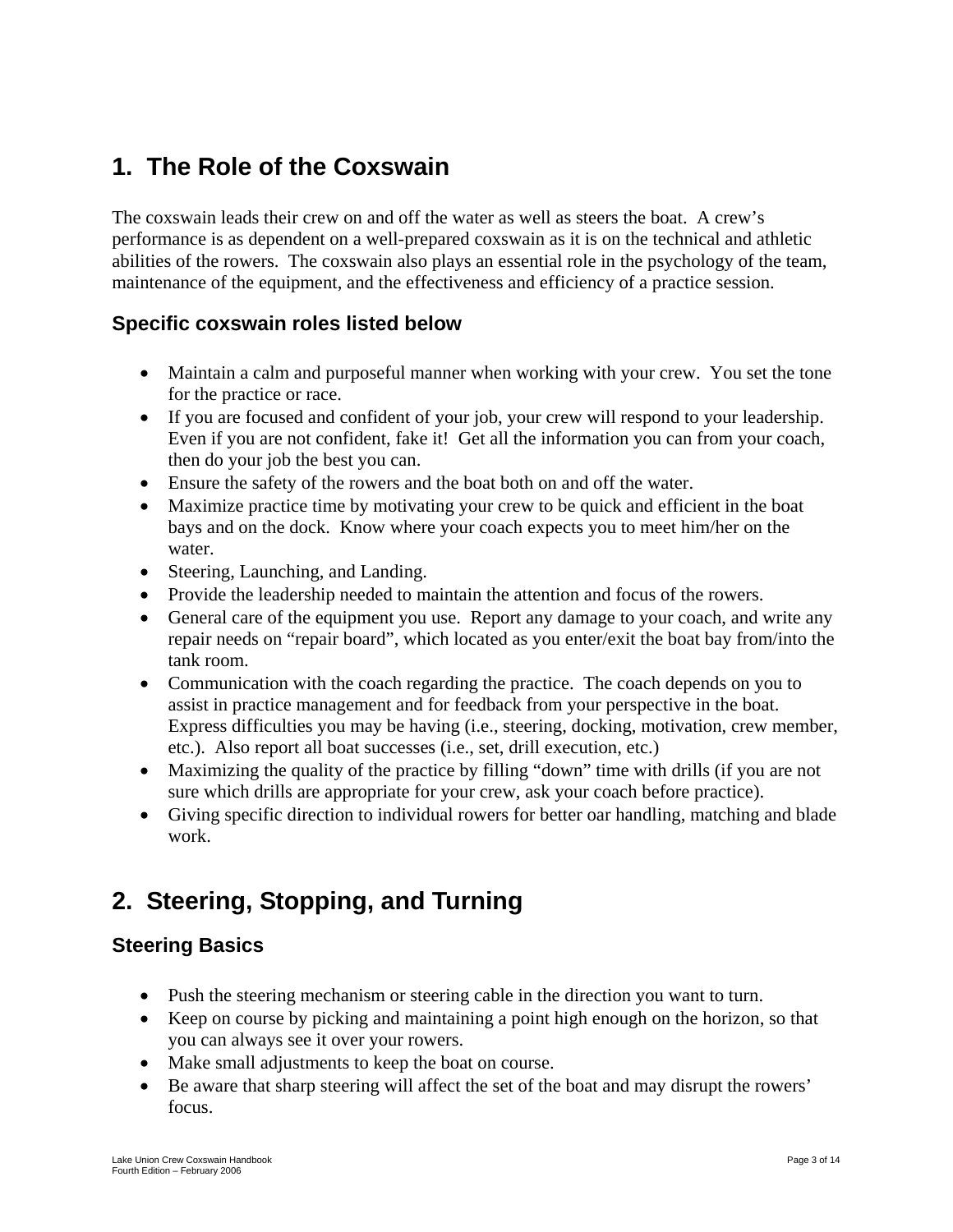## 1. The Role of the Coxswain

The coxswain leads their crew on and off the water as well as steers the boat. A crew's performance is as dependent on a well-prepared coxswain as it is on the technical and athletic abilities of the rowers. The coxswain also plays an essential role in the psychology of the team, maintenance of the equipment, and the effectiveness and efficiency of a practice session.

### Specific coxswain roles listed below

- Maintain a calm and purposeful manner when working with your crew. You set the tone for the practice or race.
- If you are focused and confident of your job, your crew will respond to your leadership. Even if you are not confident, fake it! Get all the information you can from your coach, then do your job the best you can.
- Ensure the safety of the rowers and the boat both on and off the water.
- Maximize practice time by motivating your crew to be quick and efficient in the boat bays and on the dock. Know where your coach expects you to meet him/her on the water.
- Steering, Launching, and Landing.
- Provide the leadership needed to maintain the attention and focus of the rowers.
- General care of the equipment you use. Report any damage to your coach, and write any repair needs on "repair board", which located as you enter/exit the boat bay from/into the tank room.
- Communication with the coach regarding the practice. The coach depends on you to assist in practice management and for feedback from your perspective in the boat. Express difficulties you may be having (i.e., steering, docking, motivation, crew member, etc.). Also report all boat successes (i.e., set, drill execution, etc.)
- Maximizing the quality of the practice by filling "down" time with drills (if you are not sure which drills are appropriate for your crew, ask your coach before practice).
- Giving specific direction to individual rowers for better oar handling, matching and blade work.

## 2. Steering, Stopping, and Turning

### Steering Basics

- Push the steering mechanism or steering cable in the direction you want to turn.
- Keep on course by picking and maintaining a point high enough on the horizon, so that you can always see it over your rowers.
- Make small adjustments to keep the boat on course.
- Be aware that sharp steering will affect the set of the boat and may disrupt the rowers' focus.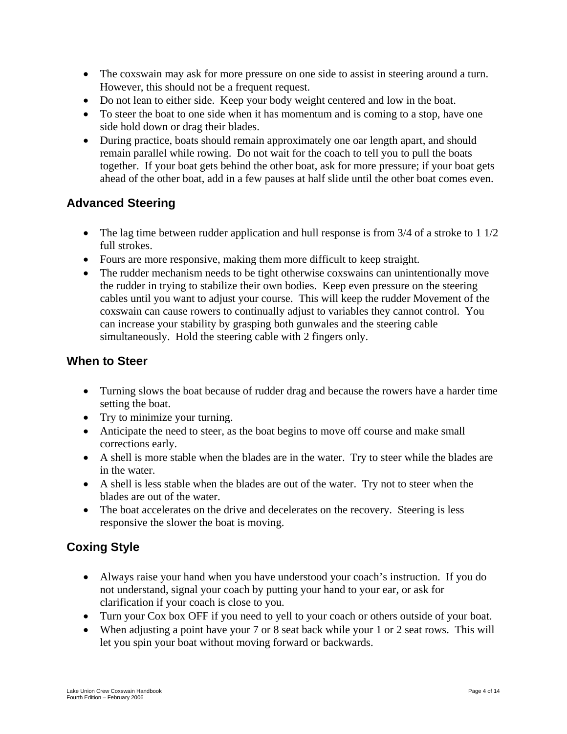- The coxswain may ask for more pressure on one side to assist in steering around a turn. However, this should not be a frequent request.
- Do not lean to either side. Keep your body weight centered and low in the boat.
- To steer the boat to one side when it has momentum and is coming to a stop, have one side hold down or drag their blades.
- During practice, boats should remain approximately one oar length apart, and should remain parallel while rowing. Do not wait for the coach to tell you to pull the boats together. If your boat gets behind the other boat, ask for more pressure; if your boat gets ahead of the other boat, add in a few pauses at half slide until the other boat comes even.

## Advanced Steering

- The lag time between rudder application and hull response is from 3/4 of a stroke to 1 1/2 full strokes.
- Fours are more responsive, making them more difficult to keep straight.
- The rudder mechanism needs to be tight otherwise coxswains can unintentionally move the rudder in trying to stabilize their own bodies. Keep even pressure on the steering cables until you want to adjust your course. This will keep the rudder Movement of the coxswain can cause rowers to continually adjust to variables they cannot control. You can increase your stability by grasping both gunwales and the steering cable simultaneously. Hold the steering cable with 2 fingers only.

## When to Steer

- Turning slows the boat because of rudder drag and because the rowers have a harder time setting the boat.
- Try to minimize your turning.
- Anticipate the need to steer, as the boat begins to move off course and make small corrections early.
- A shell is more stable when the blades are in the water. Try to steer while the blades are in the water.
- A shell is less stable when the blades are out of the water. Try not to steer when the blades are out of the water.
- The boat accelerates on the drive and decelerates on the recovery. Steering is less responsive the slower the boat is moving.

## Coxing Style

- Always raise your hand when you have understood your coach's instruction. If you do not understand, signal your coach by putting your hand to your ear, or ask for clarification if your coach is close to you.
- Turn your Cox box OFF if you need to yell to your coach or others outside of your boat.
- When adjusting a point have your 7 or 8 seat back while your 1 or 2 seat rows. This will let you spin your boat without moving forward or backwards.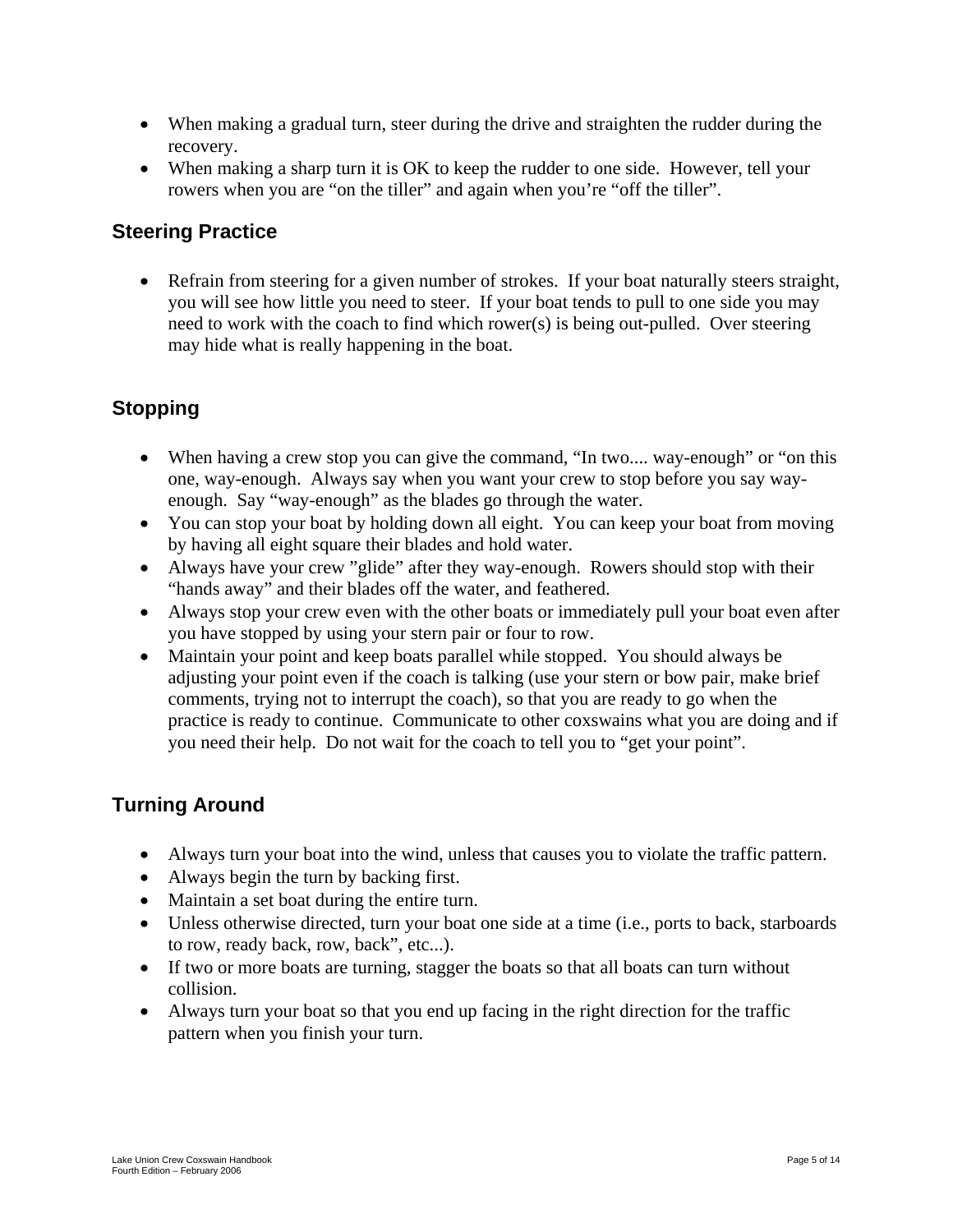- When making a gradual turn, steer during the drive and straighten the rudder during the recovery.
- When making a sharp turn it is OK to keep the rudder to one side. However, tell your rowers when you are "on the tiller" and again when you're "off the tiller".

## Steering Practice

- Refrain from steering for a given number of strokes. If your boat naturally steers straight, you will see how little you need to steer. If your boat tends to pull to one side you may need to work with the coach to find which rower(s) is being out-pulled. Over steering may hide what is really happening in the boat.

## Stopping

- When having a crew stop you can give the command, "In two.... way-enough" or "on this one, way-enough. Always say when you want your crew to stop before you say way-enough. Say "way-enough" as the blades go through the water.
- You can stop your boat by holding down all eight. You can keep your boat from moving by having all eight square their blades and hold water.
- Always have your crew "glide" after they way-enough. Rowers should stop with their "hands away" and their blades off the water, and feathered.
- Always stop your crew even with the other boats or immediately pull your boat even after you have stopped by using your stern pair or four to row.
- Maintain your point and keep boats parallel while stopped. You should always be adjusting your point even if the coach is talking (use your stern or bow pair, make brief comments, trying not to interrupt the coach), so that you are ready to go when the practice is ready to continue. Communicate to other coxswains what you are doing and if you need their help. Do not wait for the coach to tell you to "get your point".

## Turning Around

- Always turn your boat into the wind, unless that causes you to violate the traffic pattern.
- Always begin the turn by backing first.
- Maintain a set boat during the entire turn.
- Unless otherwise directed, turn your boat one side at a time (i.e., ports to back, starboards to row, ready back, row, back", etc...).
- If two or more boats are turning, stagger the boats so that all boats can turn without collision.
- Always turn your boat so that you end up facing in the right direction for the traffic pattern when you finish your turn.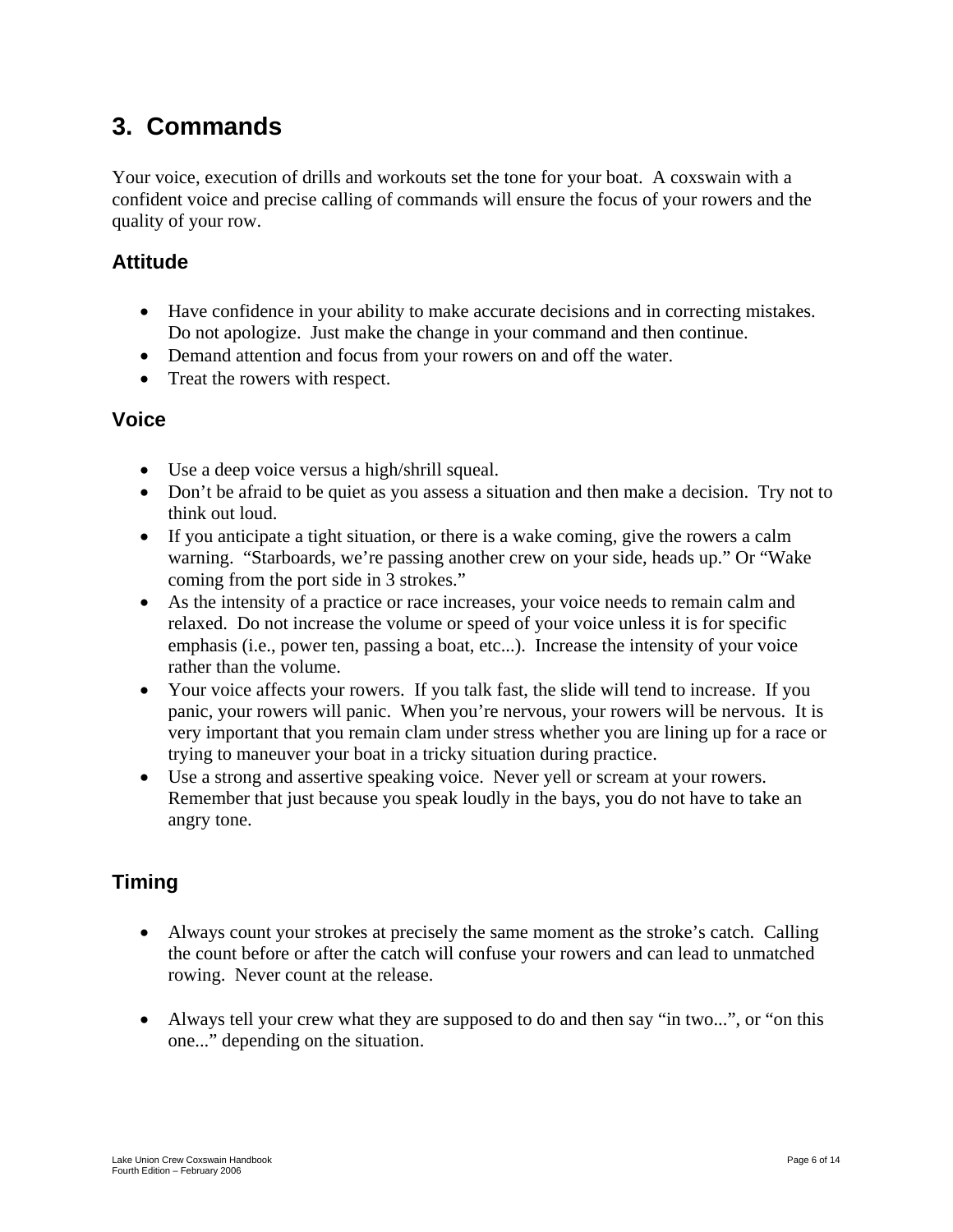# 3. Commands

Your voice, execution of drills and workouts set the tone for your boat. A coxswain with a confident voice and precise calling of commands will ensure the focus of your rowers and the quality of your row.

## Attitude

- Have confidence in your ability to make accurate decisions and in correcting mistakes. Do not apologize. Just make the change in your command and then continue.
- Demand attention and focus from your rowers on and off the water.
- Treat the rowers with respect.

## Voice

- Use a deep voice versus a high/shrill squeal.
- Don't be afraid to be quiet as you assess a situation and then make a decision. Try not to think out loud.
- If you anticipate a tight situation, or there is a wake coming, give the rowers a calm warning. "Starboards, we're passing another crew on your side, heads up." Or "Wake coming from the port side in 3 strokes."
- As the intensity of a practice or race increases, your voice needs to remain calm and relaxed. Do not increase the volume or speed of your voice unless it is for specific emphasis (i.e., power ten, passing a boat, etc...). Increase the intensity of your voice rather than the volume.
- Your voice affects your rowers. If you talk fast, the slide will tend to increase. If you panic, your rowers will panic. When you're nervous, your rowers will be nervous. It is very important that you remain clam under stress whether you are lining up for a race or trying to maneuver your boat in a tricky situation during practice.
- Use a strong and assertive speaking voice. Never yell or scream at your rowers. Remember that just because you speak loudly in the bays, you do not have to take an angry tone.

## Timing

- Always count your strokes at precisely the same moment as the stroke's catch. Calling the count before or after the catch will confuse your rowers and can lead to unmatched rowing. Never count at the release.

- Always tell your crew what they are supposed to do and then say "in two...", or "on this one..." depending on the situation.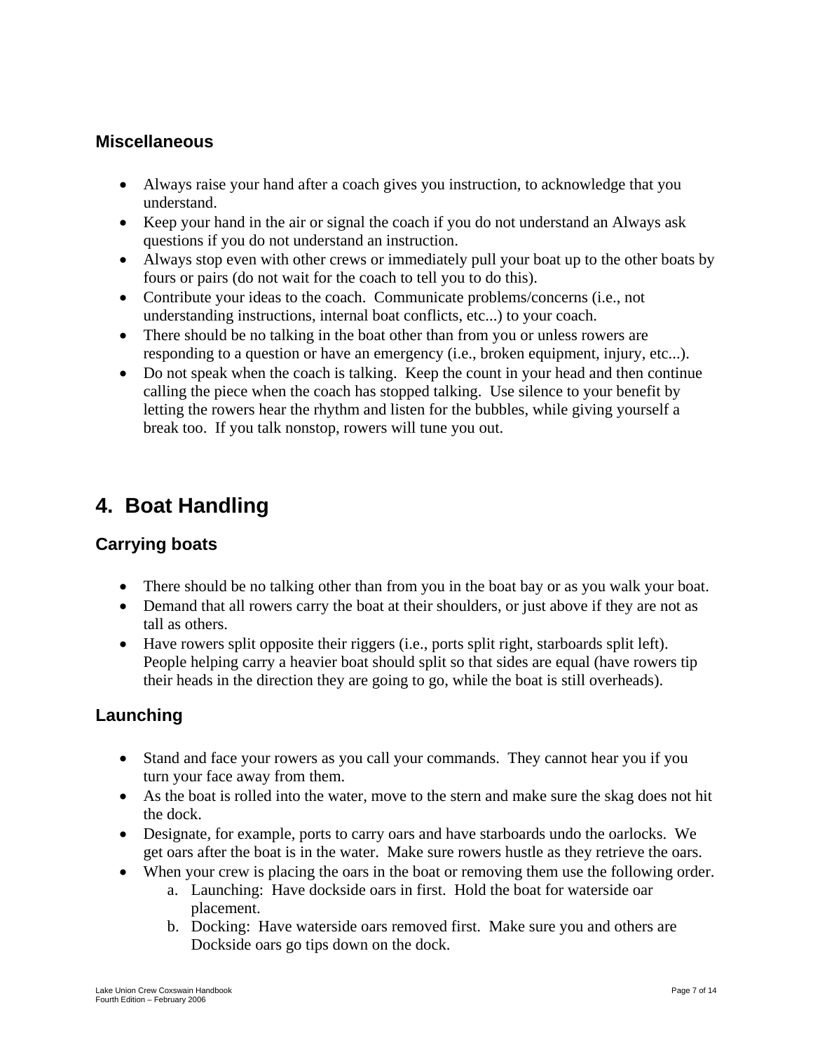### Miscellaneous

- Always raise your hand after a coach gives you instruction, to acknowledge that you understand.
- Keep your hand in the air or signal the coach if you do not understand an Always ask questions if you do not understand an instruction.
- Always stop even with other crews or immediately pull your boat up to the other boats by fours or pairs (do not wait for the coach to tell you to do this).
- Contribute your ideas to the coach. Communicate problems/concerns (i.e., not understanding instructions, internal boat conflicts, etc...) to your coach.
- There should be no talking in the boat other than from you or unless rowers are responding to a question or have an emergency (i.e., broken equipment, injury, etc...).
- Do not speak when the coach is talking. Keep the count in your head and then continue calling the piece when the coach has stopped talking. Use silence to your benefit by letting the rowers hear the rhythm and listen for the bubbles, while giving yourself a break too. If you talk nonstop, rowers will tune you out.

## 4. Boat Handling

### Carrying boats

- There should be no talking other than from you in the boat bay or as you walk your boat.
- Demand that all rowers carry the boat at their shoulders, or just above if they are not as tall as others.
- Have rowers split opposite their riggers (i.e., ports split right, starboards split left). People helping carry a heavier boat should split so that sides are equal (have rowers tip their heads in the direction they are going to go, while the boat is still overheads).

### Launching

- Stand and face your rowers as you call your commands. They cannot hear you if you turn your face away from them.
- As the boat is rolled into the water, move to the stern and make sure the skag does not hit the dock.
- Designate, for example, ports to carry oars and have starboards undo the oarlocks. We get oars after the boat is in the water. Make sure rowers hustle as they retrieve the oars.
- When your crew is placing the oars in the boat or removing them use the following order.
    a. Launching: Have dockside oars in first. Hold the boat for waterside oar placement.
    b. Docking: Have waterside oars removed first. Make sure you and others are Dockside oars go tips down on the dock.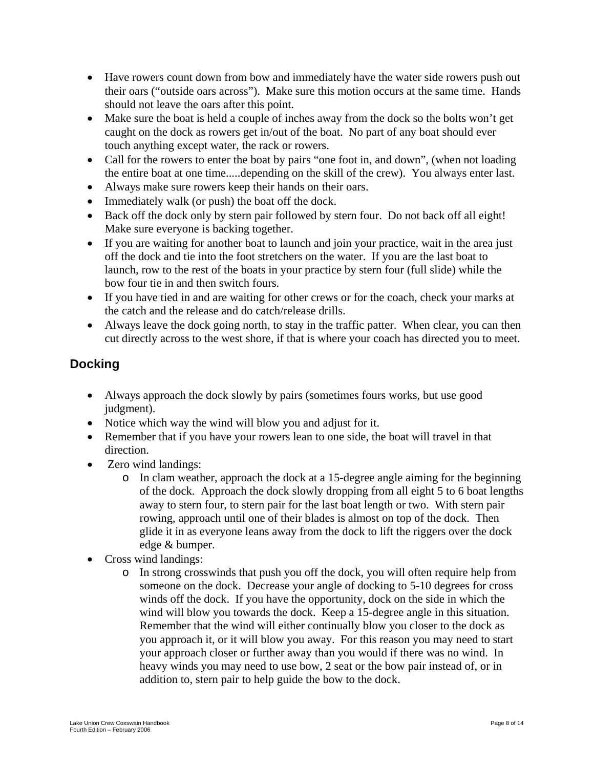- Have rowers count down from bow and immediately have the water side rowers push out their oars ("outside oars across"). Make sure this motion occurs at the same time. Hands should not leave the oars after this point.
- Make sure the boat is held a couple of inches away from the dock so the bolts won't get caught on the dock as rowers get in/out of the boat. No part of any boat should ever touch anything except water, the rack or rowers.
- Call for the rowers to enter the boat by pairs "one foot in, and down", (when not loading the entire boat at one time.....depending on the skill of the crew). You always enter last.
- Always make sure rowers keep their hands on their oars.
- Immediately walk (or push) the boat off the dock.
- Back off the dock only by stern pair followed by stern four. Do not back off all eight! Make sure everyone is backing together.
- If you are waiting for another boat to launch and join your practice, wait in the area just off the dock and tie into the foot stretchers on the water. If you are the last boat to launch, row to the rest of the boats in your practice by stern four (full slide) while the bow four tie in and then switch fours.
- If you have tied in and are waiting for other crews or for the coach, check your marks at the catch and the release and do catch/release drills.
- Always leave the dock going north, to stay in the traffic patter. When clear, you can then cut directly across to the west shore, if that is where your coach has directed you to meet.

## Docking

- Always approach the dock slowly by pairs (sometimes fours works, but use good judgment).
- Notice which way the wind will blow you and adjust for it.
- Remember that if you have your rowers lean to one side, the boat will travel in that direction.
- Zero wind landings:
  - In clam weather, approach the dock at a 15-degree angle aiming for the beginning of the dock. Approach the dock slowly dropping from all eight 5 to 6 boat lengths away to stern four, to stern pair for the last boat length or two. With stern pair rowing, approach until one of their blades is almost on top of the dock. Then glide it in as everyone leans away from the dock to lift the riggers over the dock edge & bumper.
- Cross wind landings:
  - In strong crosswinds that push you off the dock, you will often require help from someone on the dock. Decrease your angle of docking to 5-10 degrees for cross winds off the dock. If you have the opportunity, dock on the side in which the wind will blow you towards the dock. Keep a 15-degree angle in this situation. Remember that the wind will either continually blow you closer to the dock as you approach it, or it will blow you away. For this reason you may need to start your approach closer or further away than you would if there was no wind. In heavy winds you may need to use bow, 2 seat or the bow pair instead of, or in addition to, stern pair to help guide the bow to the dock.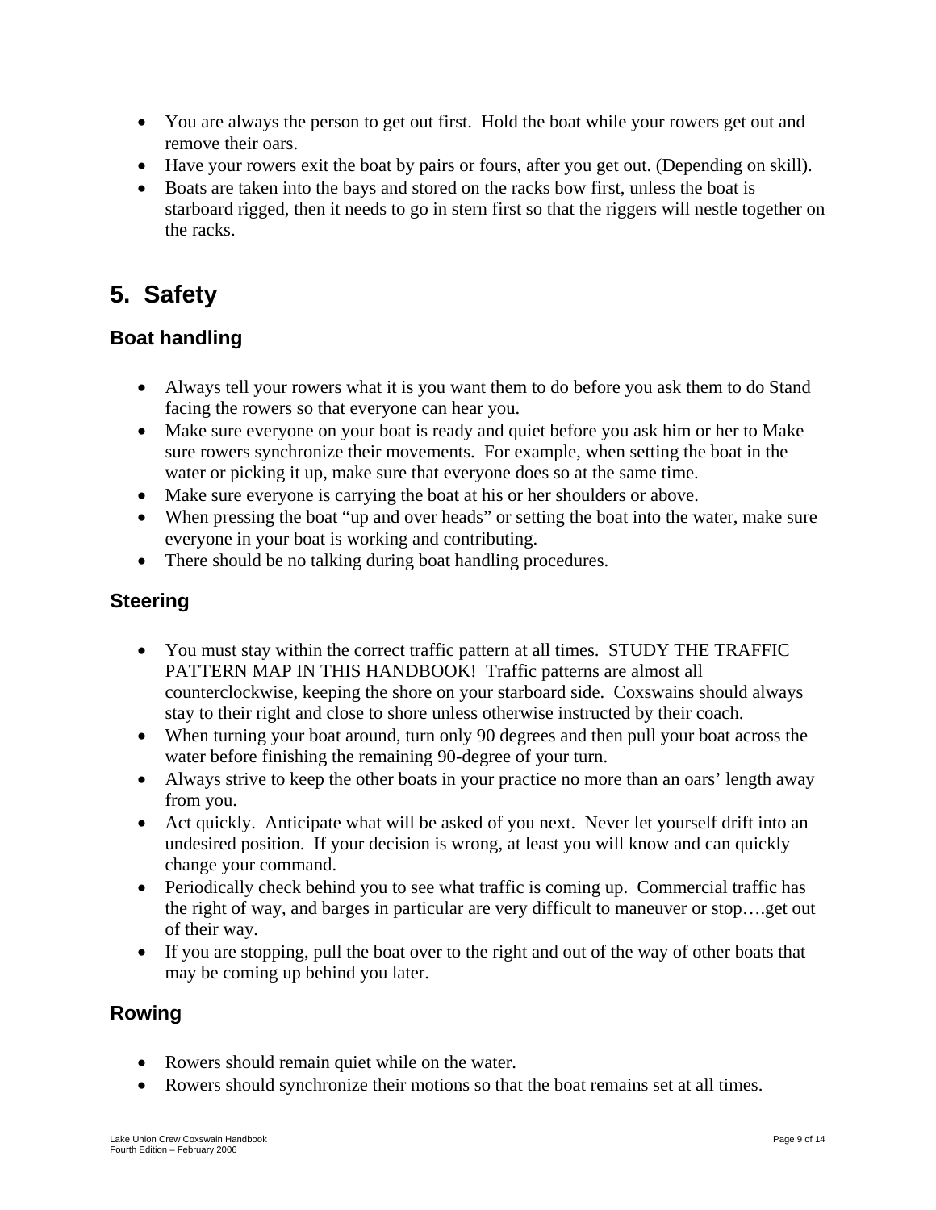- You are always the person to get out first.  Hold the boat while your rowers get out and remove their oars.
- Have your rowers exit the boat by pairs or fours, after you get out. (Depending on skill).
- Boats are taken into the bays and stored on the racks bow first, unless the boat is starboard rigged, then it needs to go in stern first so that the riggers will nestle together on the racks.

## 5.  Safety

### Boat handling

- Always tell your rowers what it is you want them to do before you ask them to do Stand facing the rowers so that everyone can hear you.
- Make sure everyone on your boat is ready and quiet before you ask him or her to Make sure rowers synchronize their movements.  For example, when setting the boat in the water or picking it up, make sure that everyone does so at the same time.
- Make sure everyone is carrying the boat at his or her shoulders or above.
- When pressing the boat "up and over heads" or setting the boat into the water, make sure everyone in your boat is working and contributing.
- There should be no talking during boat handling procedures.

### Steering

- You must stay within the correct traffic pattern at all times.  STUDY THE TRAFFIC PATTERN MAP IN THIS HANDBOOK!  Traffic patterns are almost all counterclockwise, keeping the shore on your starboard side.  Coxswains should always stay to their right and close to shore unless otherwise instructed by their coach.
- When turning your boat around, turn only 90 degrees and then pull your boat across the water before finishing the remaining 90-degree of your turn.
- Always strive to keep the other boats in your practice no more than an oars' length away from you.
- Act quickly.  Anticipate what will be asked of you next.  Never let yourself drift into an undesired position.  If your decision is wrong, at least you will know and can quickly change your command.
- Periodically check behind you to see what traffic is coming up.  Commercial traffic has the right of way, and barges in particular are very difficult to maneuver or stop….get out of their way.
- If you are stopping, pull the boat over to the right and out of the way of other boats that may be coming up behind you later.

### Rowing

- Rowers should remain quiet while on the water.
- Rowers should synchronize their motions so that the boat remains set at all times.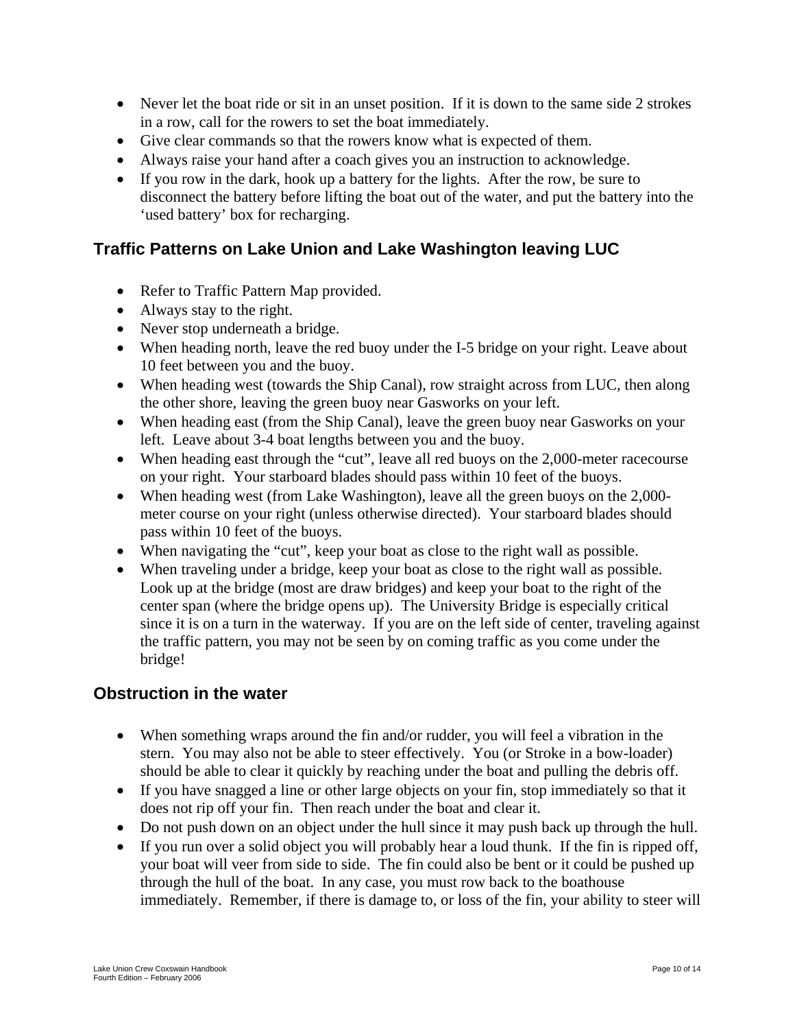- Never let the boat ride or sit in an unset position. If it is down to the same side 2 strokes in a row, call for the rowers to set the boat immediately.
- Give clear commands so that the rowers know what is expected of them.
- Always raise your hand after a coach gives you an instruction to acknowledge.
- If you row in the dark, hook up a battery for the lights. After the row, be sure to disconnect the battery before lifting the boat out of the water, and put the battery into the 'used battery' box for recharging.

## Traffic Patterns on Lake Union and Lake Washington leaving LUC

- Refer to Traffic Pattern Map provided.
- Always stay to the right.
- Never stop underneath a bridge.
- When heading north, leave the red buoy under the I-5 bridge on your right. Leave about 10 feet between you and the buoy.
- When heading west (towards the Ship Canal), row straight across from LUC, then along the other shore, leaving the green buoy near Gasworks on your left.
- When heading east (from the Ship Canal), leave the green buoy near Gasworks on your left. Leave about 3-4 boat lengths between you and the buoy.
- When heading east through the "cut", leave all red buoys on the 2,000-meter racecourse on your right. Your starboard blades should pass within 10 feet of the buoys.
- When heading west (from Lake Washington), leave all the green buoys on the 2,000-meter course on your right (unless otherwise directed). Your starboard blades should pass within 10 feet of the buoys.
- When navigating the "cut", keep your boat as close to the right wall as possible.
- When traveling under a bridge, keep your boat as close to the right wall as possible. Look up at the bridge (most are draw bridges) and keep your boat to the right of the center span (where the bridge opens up). The University Bridge is especially critical since it is on a turn in the waterway. If you are on the left side of center, traveling against the traffic pattern, you may not be seen by on coming traffic as you come under the bridge!

## Obstruction in the water

- When something wraps around the fin and/or rudder, you will feel a vibration in the stern. You may also not be able to steer effectively. You (or Stroke in a bow-loader) should be able to clear it quickly by reaching under the boat and pulling the debris off.
- If you have snagged a line or other large objects on your fin, stop immediately so that it does not rip off your fin. Then reach under the boat and clear it.
- Do not push down on an object under the hull since it may push back up through the hull.
- If you run over a solid object you will probably hear a loud thunk. If the fin is ripped off, your boat will veer from side to side. The fin could also be bent or it could be pushed up through the hull of the boat. In any case, you must row back to the boathouse immediately. Remember, if there is damage to, or loss of the fin, your ability to steer will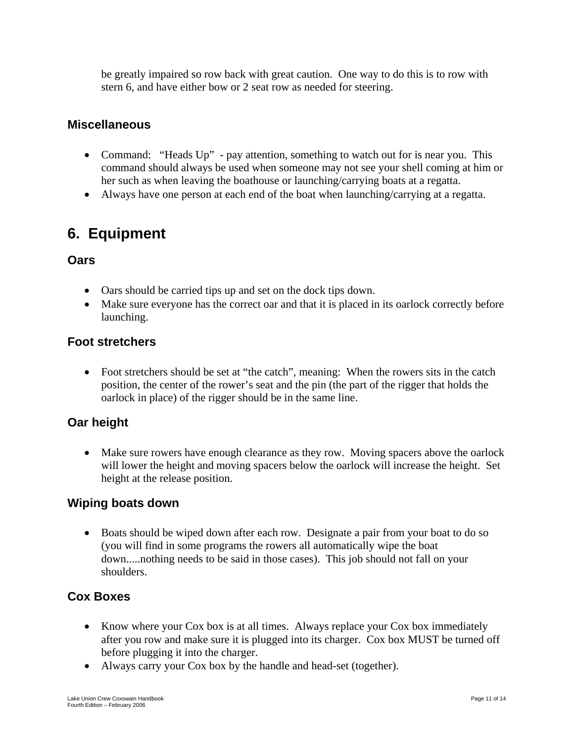be greatly impaired so row back with great caution. One way to do this is to row with stern 6, and have either bow or 2 seat row as needed for steering.

### Miscellaneous

- Command: "Heads Up" - pay attention, something to watch out for is near you. This command should always be used when someone may not see your shell coming at him or her such as when leaving the boathouse or launching/carrying boats at a regatta.
- Always have one person at each end of the boat when launching/carrying at a regatta.

## 6. Equipment

### Oars

- Oars should be carried tips up and set on the dock tips down.
- Make sure everyone has the correct oar and that it is placed in its oarlock correctly before launching.

### Foot stretchers

- Foot stretchers should be set at "the catch", meaning: When the rowers sits in the catch position, the center of the rower's seat and the pin (the part of the rigger that holds the oarlock in place) of the rigger should be in the same line.

### Oar height

- Make sure rowers have enough clearance as they row. Moving spacers above the oarlock will lower the height and moving spacers below the oarlock will increase the height. Set height at the release position.

### Wiping boats down

- Boats should be wiped down after each row. Designate a pair from your boat to do so (you will find in some programs the rowers all automatically wipe the boat down.....nothing needs to be said in those cases). This job should not fall on your shoulders.

### Cox Boxes

- Know where your Cox box is at all times. Always replace your Cox box immediately after you row and make sure it is plugged into its charger. Cox box MUST be turned off before plugging it into the charger.
- Always carry your Cox box by the handle and head-set (together).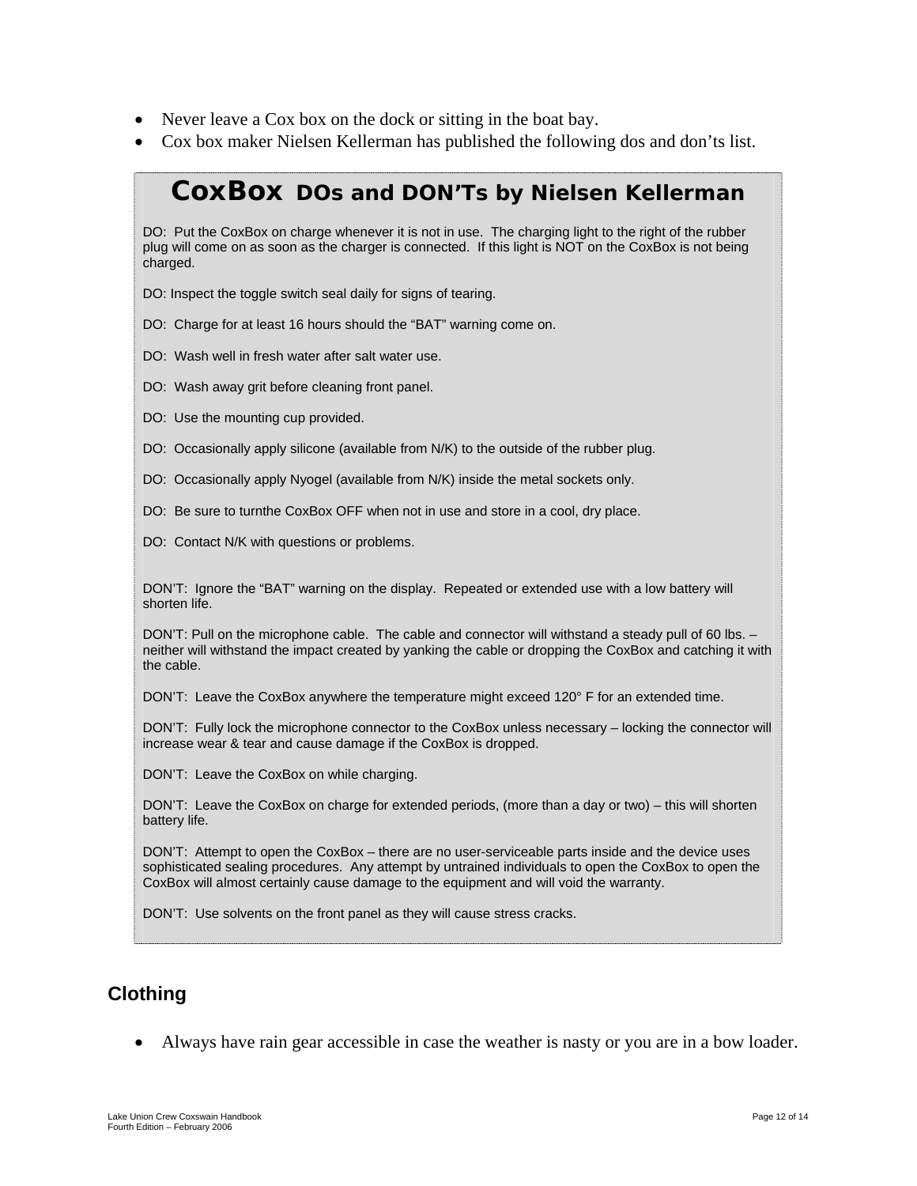- Never leave a Cox box on the dock or sitting in the boat bay.
- Cox box maker Nielsen Kellerman has published the following dos and don'ts list.

## CoxBox DOs and DON'Ts by Nielsen Kellerman

DO: Put the CoxBox on charge whenever it is not in use. The charging light to the right of the rubber plug will come on as soon as the charger is connected. If this light is NOT on the CoxBox is not being charged.

DO: Inspect the toggle switch seal daily for signs of tearing.

DO: Charge for at least 16 hours should the "BAT" warning come on.

DO: Wash well in fresh water after salt water use.

DO: Wash away grit before cleaning front panel.

DO: Use the mounting cup provided.

DO: Occasionally apply silicone (available from N/K) to the outside of the rubber plug.

DO: Occasionally apply Nyogel (available from N/K) inside the metal sockets only.

DO: Be sure to turnthe CoxBox OFF when not in use and store in a cool, dry place.

DO: Contact N/K with questions or problems.

DON'T: Ignore the "BAT" warning on the display. Repeated or extended use with a low battery will shorten life.

DON'T: Pull on the microphone cable. The cable and connector will withstand a steady pull of 60 lbs. – neither will withstand the impact created by yanking the cable or dropping the CoxBox and catching it with the cable.

DON'T: Leave the CoxBox anywhere the temperature might exceed 120° F for an extended time.

DON'T: Fully lock the microphone connector to the CoxBox unless necessary – locking the connector will increase wear & tear and cause damage if the CoxBox is dropped.

DON'T: Leave the CoxBox on while charging.

DON'T: Leave the CoxBox on charge for extended periods, (more than a day or two) – this will shorten battery life.

DON'T: Attempt to open the CoxBox – there are no user-serviceable parts inside and the device uses sophisticated sealing procedures. Any attempt by untrained individuals to open the CoxBox to open the CoxBox will almost certainly cause damage to the equipment and will void the warranty.

DON'T: Use solvents on the front panel as they will cause stress cracks.

## Clothing

- Always have rain gear accessible in case the weather is nasty or you are in a bow loader.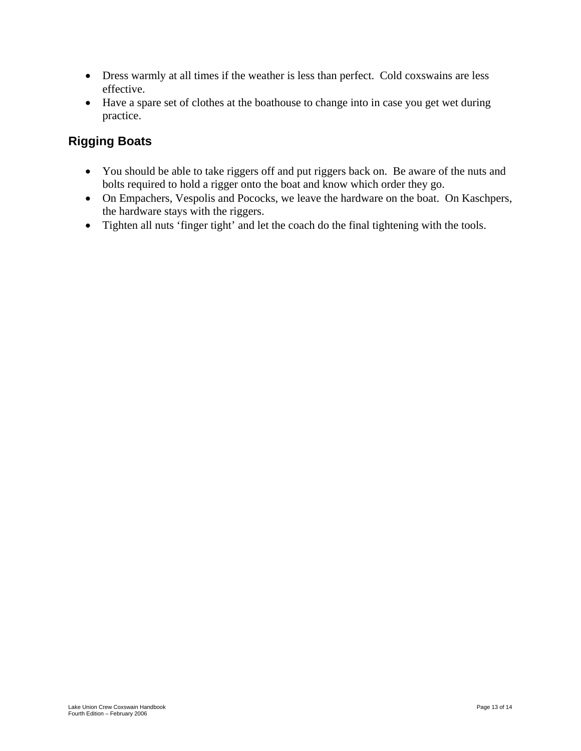- Dress warmly at all times if the weather is less than perfect.  Cold coxswains are less effective.
- Have a spare set of clothes at the boathouse to change into in case you get wet during practice.

## Rigging Boats

- You should be able to take riggers off and put riggers back on.  Be aware of the nuts and bolts required to hold a rigger onto the boat and know which order they go.
- On Empachers, Vespolis and Pococks, we leave the hardware on the boat.  On Kaschpers, the hardware stays with the riggers.
- Tighten all nuts 'finger tight' and let the coach do the final tightening with the tools.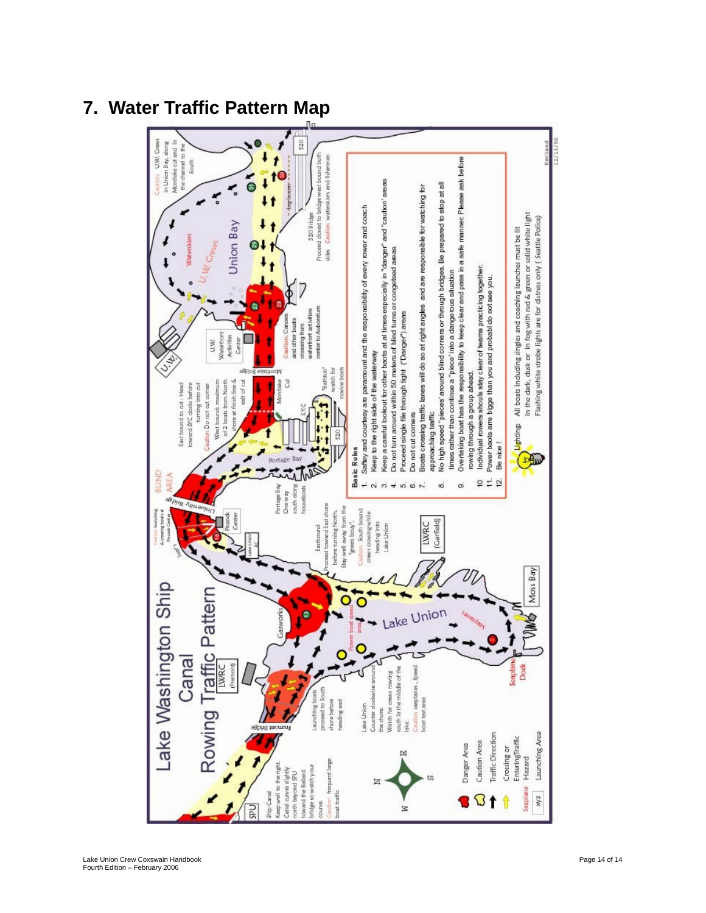# 7. Water Traffic Pattern Map

Lake Washington Ship Canal
Rowing Traffic Pattern

Caution: U.W. Crews in Union Bay, along Montlake cut and in the channel to the South

Union Bay

Waterskiers

U.W. Crews

520

520 Bridge
Proceed closest to bridge west bound both sides. Caution: waterskiers and fishermen

U.W.

U.W. Waterfront Activities Center

Caution: Canoes and other boats crossing from waterfront activities center to Auboretum

Montlake Bridge

Montlake Cut

East bound to cut: Head toward SYC docks before turning into cut
Caution: Do not cut corner
West bound: maximum of 2 boats from North shore at finish line & exit of cut

S.Y.C.

"Bathtub" watch for novice boats

520

Portage Bay

BLIND AREA

University Bridge

Portage Bay One way south along houseboats

Caution: launching & rowing boats at Pocock Center

Pocock Center

Lake Union RC

Eastbound Proceed toward East shore before turning North. Stay well away from the "green bouy".
Caution: South bound crews crossing while heading into Lake Union

LWRC (Garfield)

Gasworks

Power boat speed area

Lake Union

Seaplanes

Moss Bay

Seaplane Dock

LWRC (Fremont)

Fremont Bridge

Launching boats proceed to South shore before heading east

Lake Union
Counter clockwise around the shore.
Watch for crews rowing south in the middle of the lake.
Caution: seaplanes, Speed boat test area

SPU

Ship Canal
Keep well to the right. Canal curves slightly north beyond SPU toward the Ballard bridge so watch your course.
Caution: frequent large boat traffic

N E S W

Danger Area
Caution Area
Traffic Direction
Crossing or Entering Traffic
Seaplane Hazard
xyz Launching Area

**Basic Rules**

1. Saftey and courtesy are paramount and the responsibility of every rower and coach
2. Keep to the right side of the waterway
3. Keep a careful lookout for other baots at al times especially in "danger" and "caution" areas
4. Do not turn around within 50 meters of blind turns or congestsed areas
5. Proceed single file through tight ("Danger") areas
6. Do not cut corners
7. Boats crossing traffic lanes will do so at right angles and are responsible for watching for approaching traffic
8. No high speed "pieces" around blind corners or through bridges. Be prepared to stop at all times rather than continue a "piece" into a dangerous situation
9. Overtaking boat has the responsibility to keep clear and pass in a safe manner. Please ask before rowing through a group ahead.
10. Individual rowers shouls stay clear of teams practicing together.
11. Power baots are bigge than you and probabl do not see you.
12. Be nice !

Lighting: All boats including singles and coaching launches must be lit in the dark, dusk or in fog with red & green or solid white light. Flashing white strobe lights are for distress only ( Seattle Police)

Revised 12/13/96